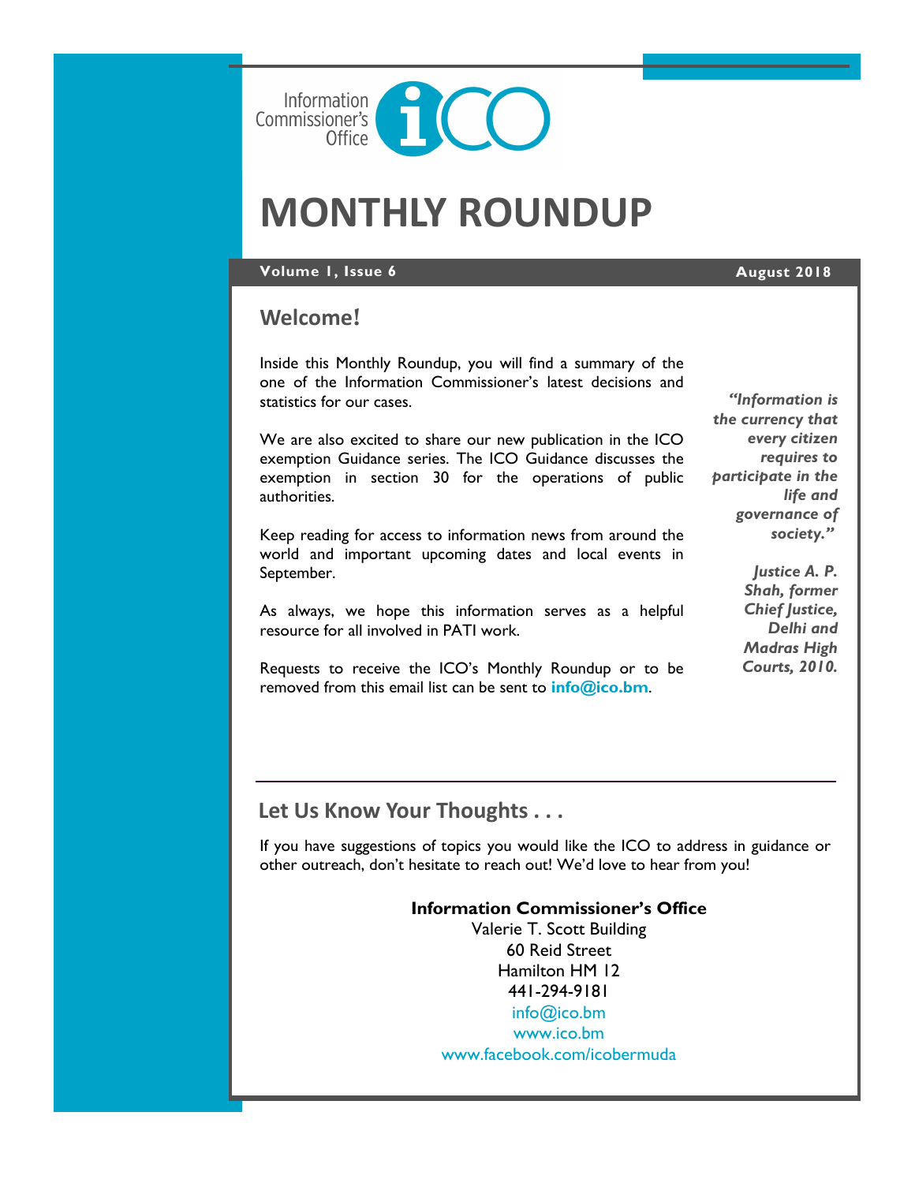Information Commissioner's Office

# MONTHLY ROUNDUP

**Volume 1, Issue 6** **August 2018**

## Welcome!

Inside this Monthly Roundup, you will find a summary of the one of the Information Commissioner's latest decisions and statistics for our cases.

We are also excited to share our new publication in the ICO exemption Guidance series. The ICO Guidance discusses the exemption in section 30 for the operations of public authorities.

Keep reading for access to information news from around the world and important upcoming dates and local events in September.

As always, we hope this information serves as a helpful resource for all involved in PATI work.

Requests to receive the ICO's Monthly Roundup or to be removed from this email list can be sent to **info@ico.bm**.

> ***"Information is the currency that every citizen requires to participate in the life and governance of society."***
>
> ***Justice A. P. Shah, former Chief Justice, Delhi and Madras High Courts, 2010.***

## Let Us Know Your Thoughts . . .

If you have suggestions of topics you would like the ICO to address in guidance or other outreach, don't hesitate to reach out! We'd love to hear from you!

**Information Commissioner's Office**
Valerie T. Scott Building
60 Reid Street
Hamilton HM 12
441-294-9181
info@ico.bm
www.ico.bm
www.facebook.com/icobermuda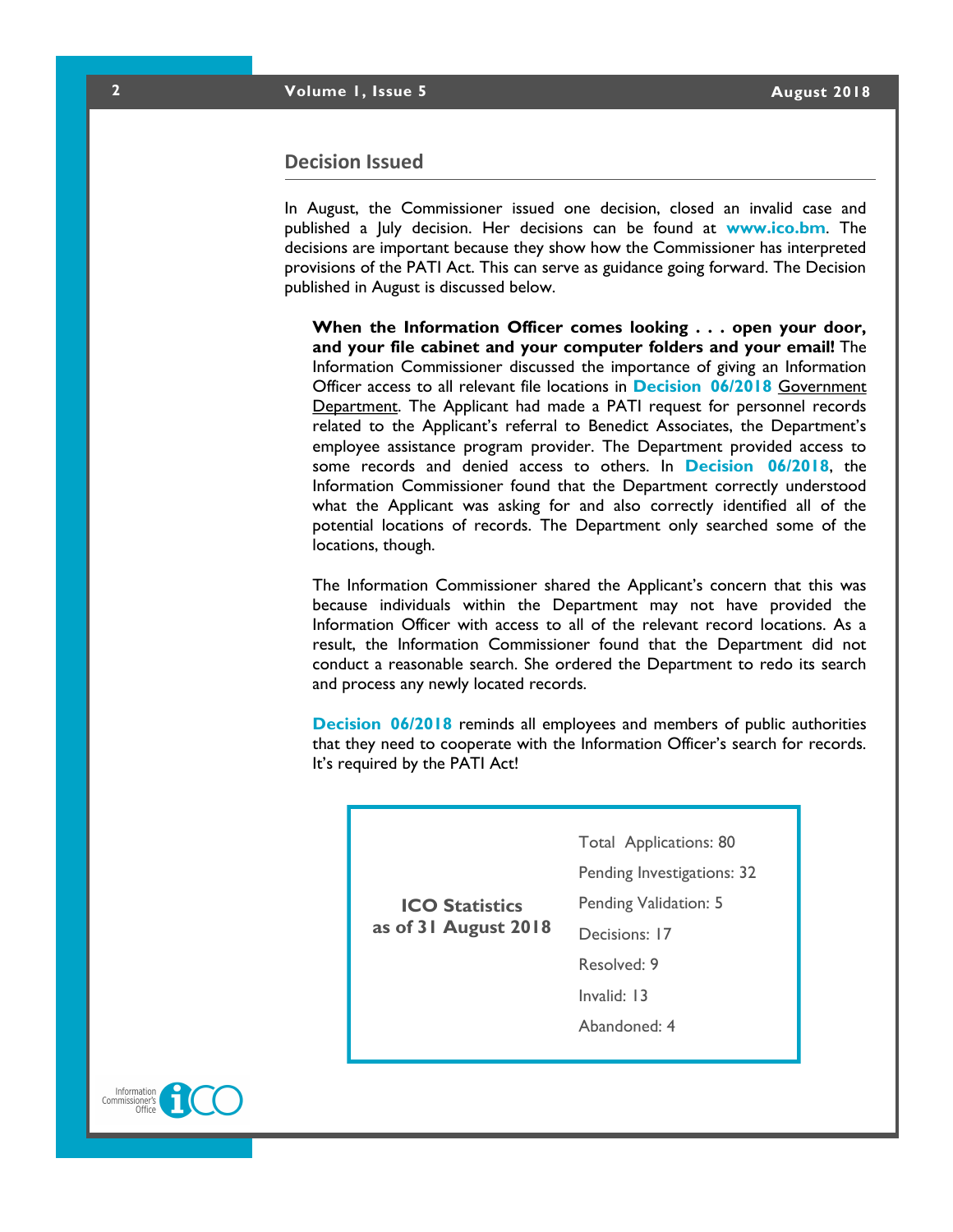## Decision Issued

In August, the Commissioner issued one decision, closed an invalid case and published a July decision. Her decisions can be found at **www.ico.bm**. The decisions are important because they show how the Commissioner has interpreted provisions of the PATI Act. This can serve as guidance going forward. The Decision published in August is discussed below.

**When the Information Officer comes looking . . . open your door, and your file cabinet and your computer folders and your email!** The Information Commissioner discussed the importance of giving an Information Officer access to all relevant file locations in **Decision 06/2018** Government Department. The Applicant had made a PATI request for personnel records related to the Applicant's referral to Benedict Associates, the Department's employee assistance program provider. The Department provided access to some records and denied access to others. In **Decision 06/2018**, the Information Commissioner found that the Department correctly understood what the Applicant was asking for and also correctly identified all of the potential locations of records. The Department only searched some of the locations, though.

The Information Commissioner shared the Applicant's concern that this was because individuals within the Department may not have provided the Information Officer with access to all of the relevant record locations. As a result, the Information Commissioner found that the Department did not conduct a reasonable search. She ordered the Department to redo its search and process any newly located records.

**Decision 06/2018** reminds all employees and members of public authorities that they need to cooperate with the Information Officer's search for records. It's required by the PATI Act!

**ICO Statistics as of 31 August 2018**

- Total Applications: 80
- Pending Investigations: 32
- Pending Validation: 5
- Decisions: 17
- Resolved: 9
- Invalid: 13
- Abandoned: 4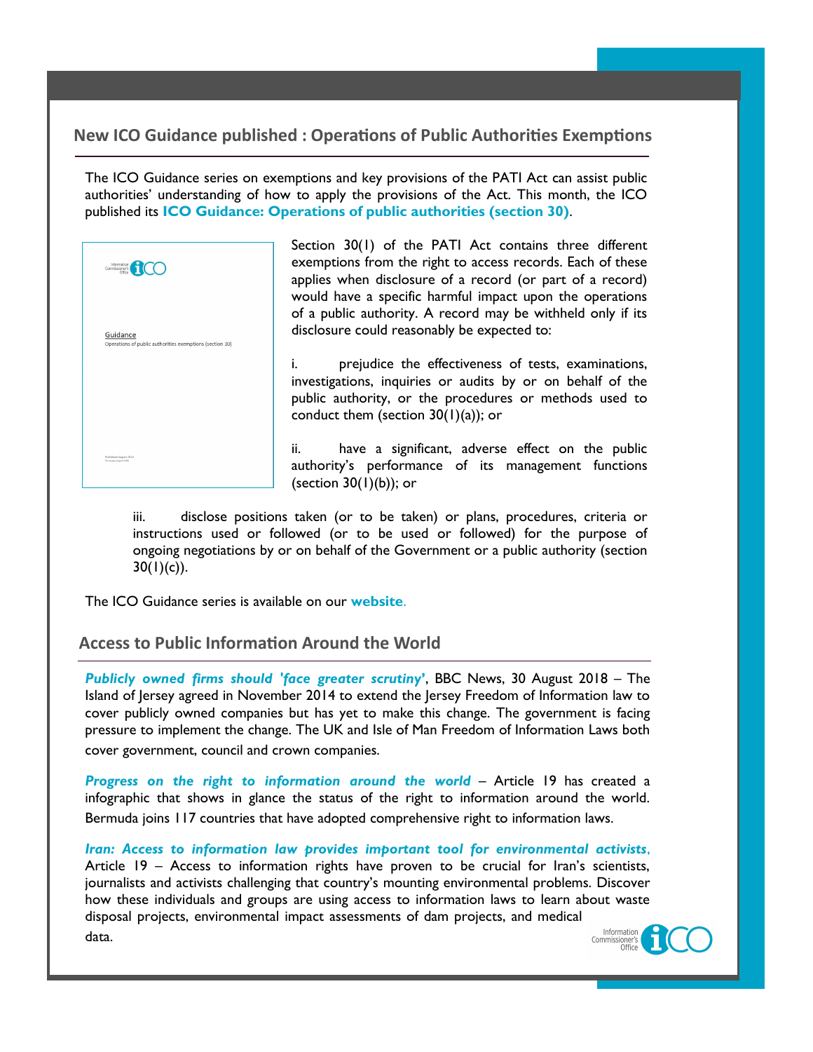## New ICO Guidance published : Operations of Public Authorities Exemptions

The ICO Guidance series on exemptions and key provisions of the PATI Act can assist public authorities' understanding of how to apply the provisions of the Act. This month, the ICO published its **ICO Guidance: Operations of public authorities (section 30)**.

Section 30(1) of the PATI Act contains three different exemptions from the right to access records. Each of these applies when disclosure of a record (or part of a record) would have a specific harmful impact upon the operations of a public authority. A record may be withheld only if its disclosure could reasonably be expected to:

i. prejudice the effectiveness of tests, examinations, investigations, inquiries or audits by or on behalf of the public authority, or the procedures or methods used to conduct them (section 30(1)(a)); or

ii. have a significant, adverse effect on the public authority's performance of its management functions (section 30(1)(b)); or

iii. disclose positions taken (or to be taken) or plans, procedures, criteria or instructions used or followed (or to be used or followed) for the purpose of ongoing negotiations by or on behalf of the Government or a public authority (section 30(1)(c)).

The ICO Guidance series is available on our **website**.

## Access to Public Information Around the World

***Publicly owned firms should 'face greater scrutiny'***, BBC News, 30 August 2018 – The Island of Jersey agreed in November 2014 to extend the Jersey Freedom of Information law to cover publicly owned companies but has yet to make this change. The government is facing pressure to implement the change. The UK and Isle of Man Freedom of Information Laws both cover government, council and crown companies.

***Progress on the right to information around the world*** – Article 19 has created a infographic that shows in glance the status of the right to information around the world. Bermuda joins 117 countries that have adopted comprehensive right to information laws.

***Iran: Access to information law provides important tool for environmental activists***, Article 19 – Access to information rights have proven to be crucial for Iran's scientists, journalists and activists challenging that country's mounting environmental problems. Discover how these individuals and groups are using access to information laws to learn about waste disposal projects, environmental impact assessments of dam projects, and medical data.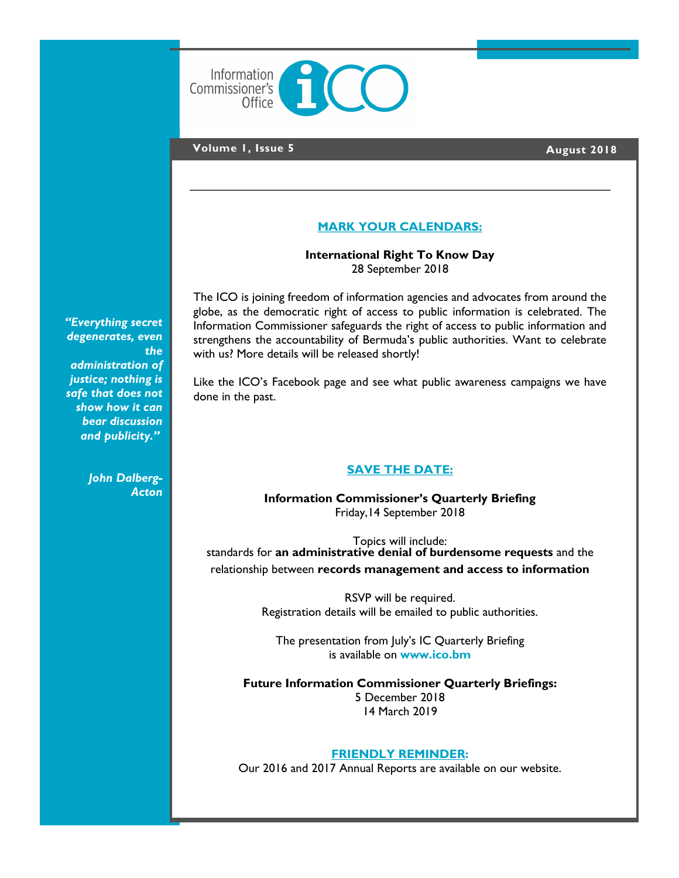Information Commissioner's Office

Volume 1, Issue 5 — August 2018

## MARK YOUR CALENDARS:

**International Right To Know Day**
28 September 2018

The ICO is joining freedom of information agencies and advocates from around the globe, as the democratic right of access to public information is celebrated. The Information Commissioner safeguards the right of access to public information and strengthens the accountability of Bermuda's public authorities. Want to celebrate with us? More details will be released shortly!

Like the ICO's Facebook page and see what public awareness campaigns we have done in the past.

## SAVE THE DATE:

**Information Commissioner's Quarterly Briefing**
Friday, 14 September 2018

Topics will include:
standards for **an administrative denial of burdensome requests** and the relationship between **records management and access to information**

RSVP will be required.
Registration details will be emailed to public authorities.

The presentation from July's IC Quarterly Briefing is available on **www.ico.bm**

**Future Information Commissioner Quarterly Briefings:**
5 December 2018
14 March 2019

## FRIENDLY REMINDER:

Our 2016 and 2017 Annual Reports are available on our website.

***"Everything secret degenerates, even the administration of justice; nothing is safe that does not show how it can bear discussion and publicity."***

***John Dalberg-Acton***